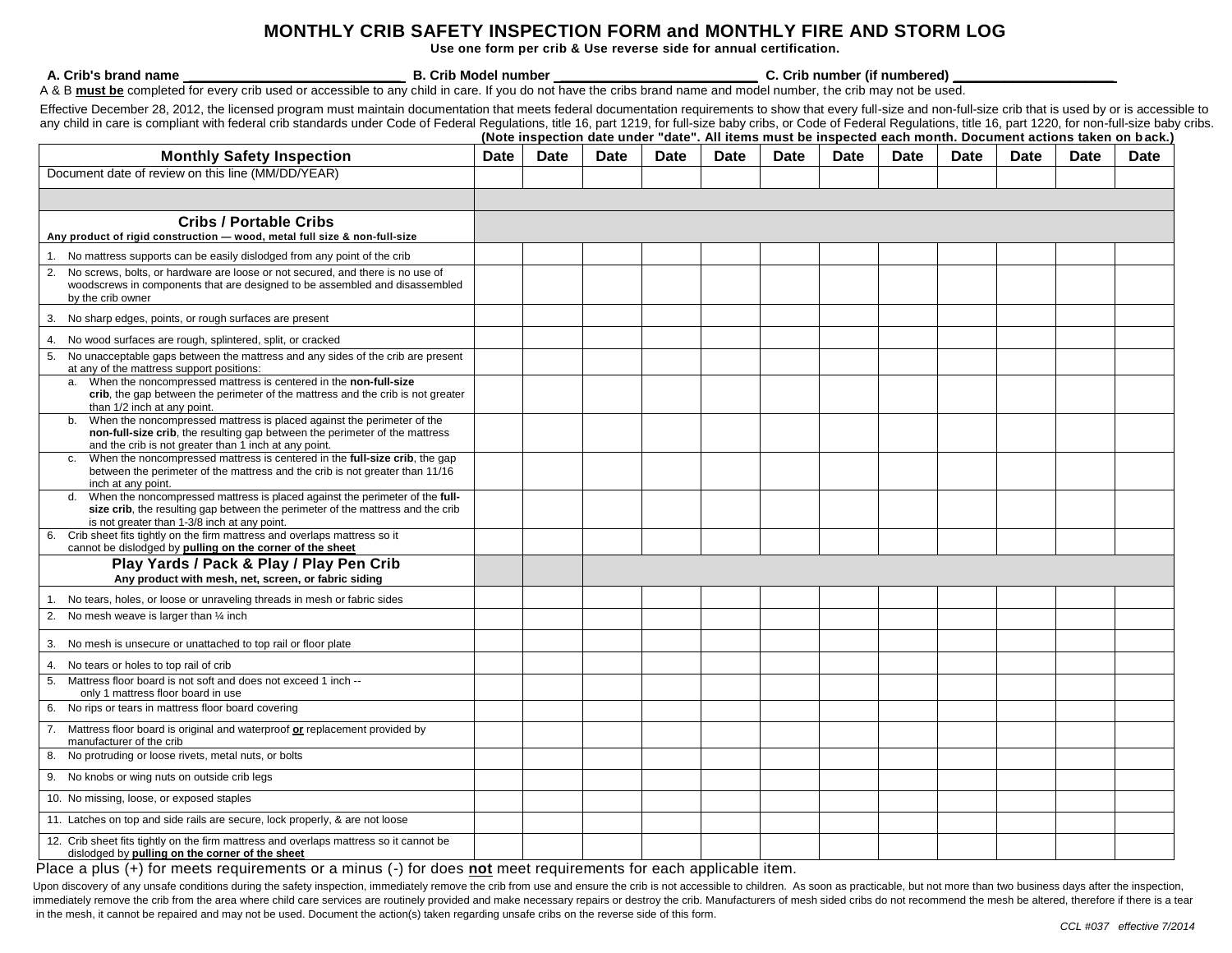# MONTHLY CRIB SAFETY INSPECTION FORM and MONTHLY FIRE AND STORM LOG

**Use one form per crib & Use reverse side for annual certification.**

**A. Crib's brand name** ______________________________ **B. Crib Model number** ____________________________ **C. Crib number (if numbered)** _____________________

A & B **must be** completed for every crib used or accessible to any child in care. If you do not have the cribs brand name and model number, the crib may not be used.

Effective December 28, 2012, the licensed program must maintain documentation that meets federal documentation requirements to show that every full-size and non-full-size crib that is used by or is accessible to any child in care is compliant with federal crib standards under Code of Federal Regulations, title 16, part 1219, for full-size baby cribs, or Code of Federal Regulations, title 16, part 1220, for non-full-size baby cribs.

**(Note inspection date under "date". All items must be inspected each month. Document actions taken on back.)**

| Monthly Safety Inspection | Date | Date | Date | Date | Date | Date | Date | Date | Date | Date | Date | Date |
|---|---|---|---|---|---|---|---|---|---|---|---|---|
| Document date of review on this line (MM/DD/YEAR) | | | | | | | | | | | | |
| | | | | | | | | | | | | |
| **Cribs / Portable Cribs** **Any product of rigid construction — wood, metal full size & non-full-size** | | | | | | | | | | | | |
| 1. No mattress supports can be easily dislodged from any point of the crib | | | | | | | | | | | | |
| 2. No screws, bolts, or hardware are loose or not secured, and there is no use of woodscrews in components that are designed to be assembled and disassembled by the crib owner | | | | | | | | | | | | |
| 3. No sharp edges, points, or rough surfaces are present | | | | | | | | | | | | |
| 4. No wood surfaces are rough, splintered, split, or cracked | | | | | | | | | | | | |
| 5. No unacceptable gaps between the mattress and any sides of the crib are present at any of the mattress support positions: | | | | | | | | | | | | |
| a. When the noncompressed mattress is centered in the **non-full-size crib**, the gap between the perimeter of the mattress and the crib is not greater than 1/2 inch at any point. | | | | | | | | | | | | |
| b. When the noncompressed mattress is placed against the perimeter of the **non-full-size crib**, the resulting gap between the perimeter of the mattress and the crib is not greater than 1 inch at any point. | | | | | | | | | | | | |
| c. When the noncompressed mattress is centered in the **full-size crib**, the gap between the perimeter of the mattress and the crib is not greater than 11/16 inch at any point. | | | | | | | | | | | | |
| d. When the noncompressed mattress is placed against the perimeter of the **full-size crib**, the resulting gap between the perimeter of the mattress and the crib is not greater than 1-3/8 inch at any point. | | | | | | | | | | | | |
| 6. Crib sheet fits tightly on the firm mattress and overlaps mattress so it cannot be dislodged by **pulling on the corner of the sheet** | | | | | | | | | | | | |
| **Play Yards / Pack & Play / Play Pen Crib** **Any product with mesh, net, screen, or fabric siding** | | | | | | | | | | | | |
| 1. No tears, holes, or loose or unraveling threads in mesh or fabric sides | | | | | | | | | | | | |
| 2. No mesh weave is larger than ¼ inch | | | | | | | | | | | | |
| 3. No mesh is unsecure or unattached to top rail or floor plate | | | | | | | | | | | | |
| 4. No tears or holes to top rail of crib | | | | | | | | | | | | |
| 5. Mattress floor board is not soft and does not exceed 1 inch -- only 1 mattress floor board in use | | | | | | | | | | | | |
| 6. No rips or tears in mattress floor board covering | | | | | | | | | | | | |
| 7. Mattress floor board is original and waterproof **or** replacement provided by manufacturer of the crib | | | | | | | | | | | | |
| 8. No protruding or loose rivets, metal nuts, or bolts | | | | | | | | | | | | |
| 9. No knobs or wing nuts on outside crib legs | | | | | | | | | | | | |
| 10. No missing, loose, or exposed staples | | | | | | | | | | | | |
| 11. Latches on top and side rails are secure, lock properly, & are not loose | | | | | | | | | | | | |
| 12. Crib sheet fits tightly on the firm mattress and overlaps mattress so it cannot be dislodged by **pulling on the corner of the sheet** | | | | | | | | | | | | |

Place a plus (+) for meets requirements or a minus (-) for does **not** meet requirements for each applicable item.

Upon discovery of any unsafe conditions during the safety inspection, immediately remove the crib from use and ensure the crib is not accessible to children. As soon as practicable, but not more than two business days after the inspection, immediately remove the crib from the area where child care services are routinely provided and make necessary repairs or destroy the crib. Manufacturers of mesh sided cribs do not recommend the mesh be altered, therefore if there is a tear in the mesh, it cannot be repaired and may not be used. Document the action(s) taken regarding unsafe cribs on the reverse side of this form.

*CCL #037 effective 7/2014*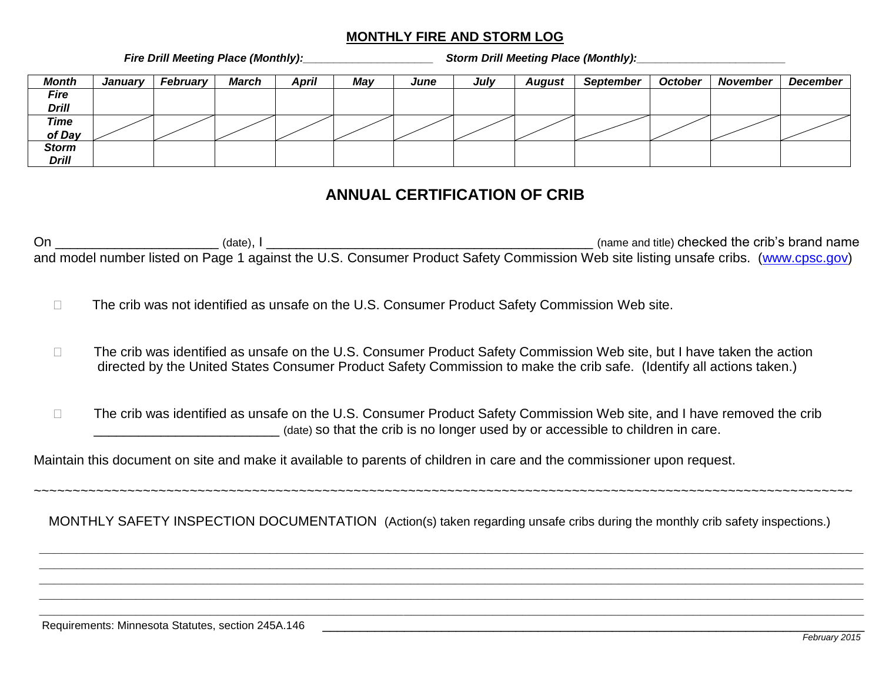## MONTHLY FIRE AND STORM LOG

***Fire Drill Meeting Place (Monthly):___________________*** ***Storm Drill Meeting Place (Monthly):______________________***

| *Month* | *January* | *February* | *March* | *April* | *May* | *June* | *July* | *August* | *September* | *October* | *November* | *December* |
|---|---|---|---|---|---|---|---|---|---|---|---|---|
| ***Fire Drill*** | | | | | | | | | | | | |
| ***Time of Day*** | | | | | | | | | | | | |
| ***Storm Drill*** | | | | | | | | | | | | |

## ANNUAL CERTIFICATION OF CRIB

On ______________________ (date), I ____________________________________________ (name and title) checked the crib's brand name and model number listed on Page 1 against the U.S. Consumer Product Safety Commission Web site listing unsafe cribs. (www.cpsc.gov)

- ☐ The crib was not identified as unsafe on the U.S. Consumer Product Safety Commission Web site.
- ☐ The crib was identified as unsafe on the U.S. Consumer Product Safety Commission Web site, but I have taken the action directed by the United States Consumer Product Safety Commission to make the crib safe. (Identify all actions taken.)
- ☐ The crib was identified as unsafe on the U.S. Consumer Product Safety Commission Web site, and I have removed the crib _________________________ (date) so that the crib is no longer used by or accessible to children in care.

Maintain this document on site and make it available to parents of children in care and the commissioner upon request.

~~~~~~~~~~~~~~~~~~~~~~~~~~~~~~~~~~~~~~~~~~~~~~~~~~~~~~~~~~~~~~~~~~~~~~~~~~~~~~~~~~~~~~~~~~~~~~~~~~~~~~~~~~~~~~~

MONTHLY SAFETY INSPECTION DOCUMENTATION (Action(s) taken regarding unsafe cribs during the monthly crib safety inspections.)

________________________________________________________________________________________________________________

________________________________________________________________________________________________________________

________________________________________________________________________________________________________________

________________________________________________________________________________________________________________

________________________________________________________________________________________________________________

Requirements: Minnesota Statutes, section 245A.146 ________________________________________________________________

*February 2015*